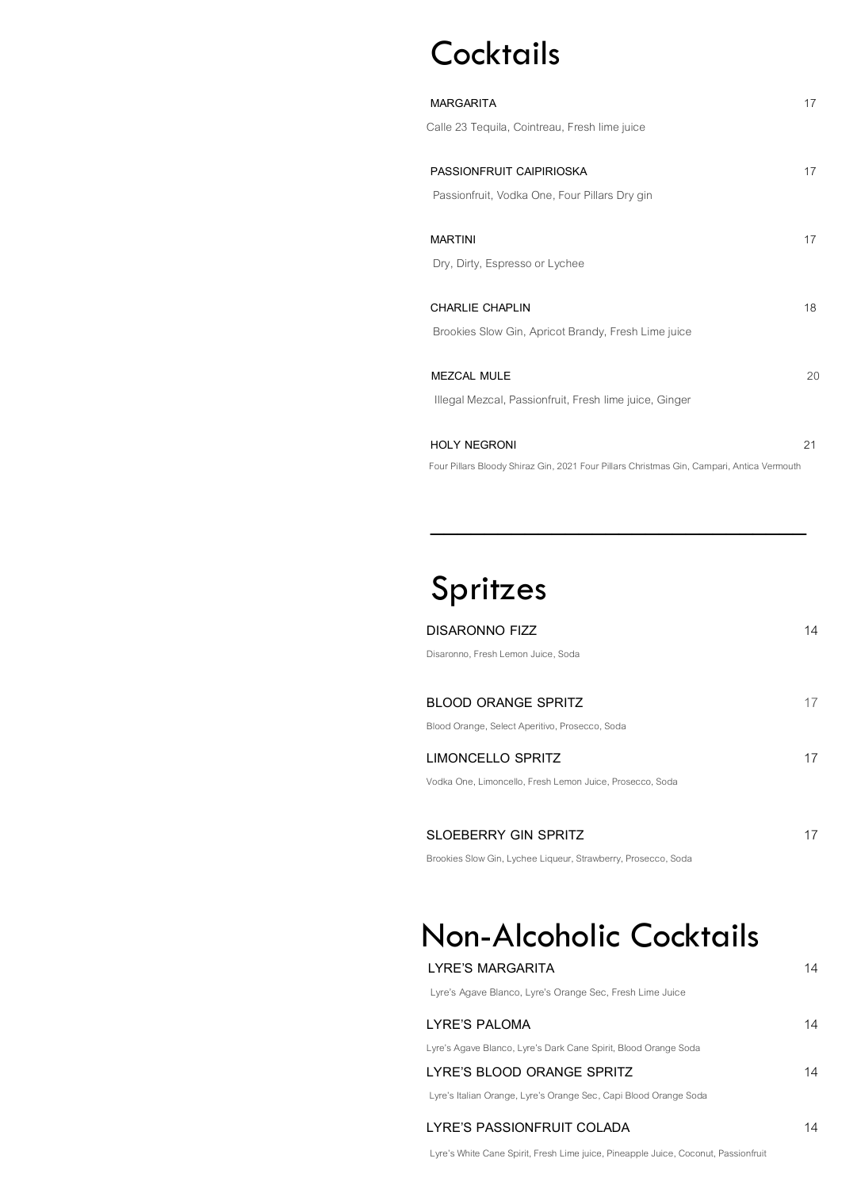# Cocktails

**MARGARITA** 17

Calle 23 Tequila, Cointreau, Fresh lime juice

**PASSIONFRUIT CAIPIRIOSKA** 17

Passionfruit, Vodka One, Four Pillars Dry gin

**MARTINI** 17

Dry, Dirty, Espresso or Lychee

**CHARLIE CHAPLIN** 18

Brookies Slow Gin, Apricot Brandy, Fresh Lime juice

**MEZCAL MULE** 20

Illegal Mezcal, Passionfruit, Fresh lime juice, Ginger

**HOLY NEGRONI** 21

Four Pillars Bloody Shiraz Gin, 2021 Four Pillars Christmas Gin, Campari, Antica Vermouth

---

# Spritzes

**DISARONNO FIZZ** 14

Disaronno, Fresh Lemon Juice, Soda

**BLOOD ORANGE SPRITZ** 17

Blood Orange, Select Aperitivo, Prosecco, Soda

**LIMONCELLO SPRITZ** 17

Vodka One, Limoncello, Fresh Lemon Juice, Prosecco, Soda

**SLOEBERRY GIN SPRITZ** 17

Brookies Slow Gin, Lychee Liqueur, Strawberry, Prosecco, Soda

# Non-Alcoholic Cocktails

**LYRE'S MARGARITA** 14

Lyre's Agave Blanco, Lyre's Orange Sec, Fresh Lime Juice

**LYRE'S PALOMA** 14

Lyre's Agave Blanco, Lyre's Dark Cane Spirit, Blood Orange Soda

**LYRE'S BLOOD ORANGE SPRITZ** 14

Lyre's Italian Orange, Lyre's Orange Sec, Capi Blood Orange Soda

**LYRE'S PASSIONFRUIT COLADA** 14

Lyre's White Cane Spirit, Fresh Lime juice, Pineapple Juice, Coconut, Passionfruit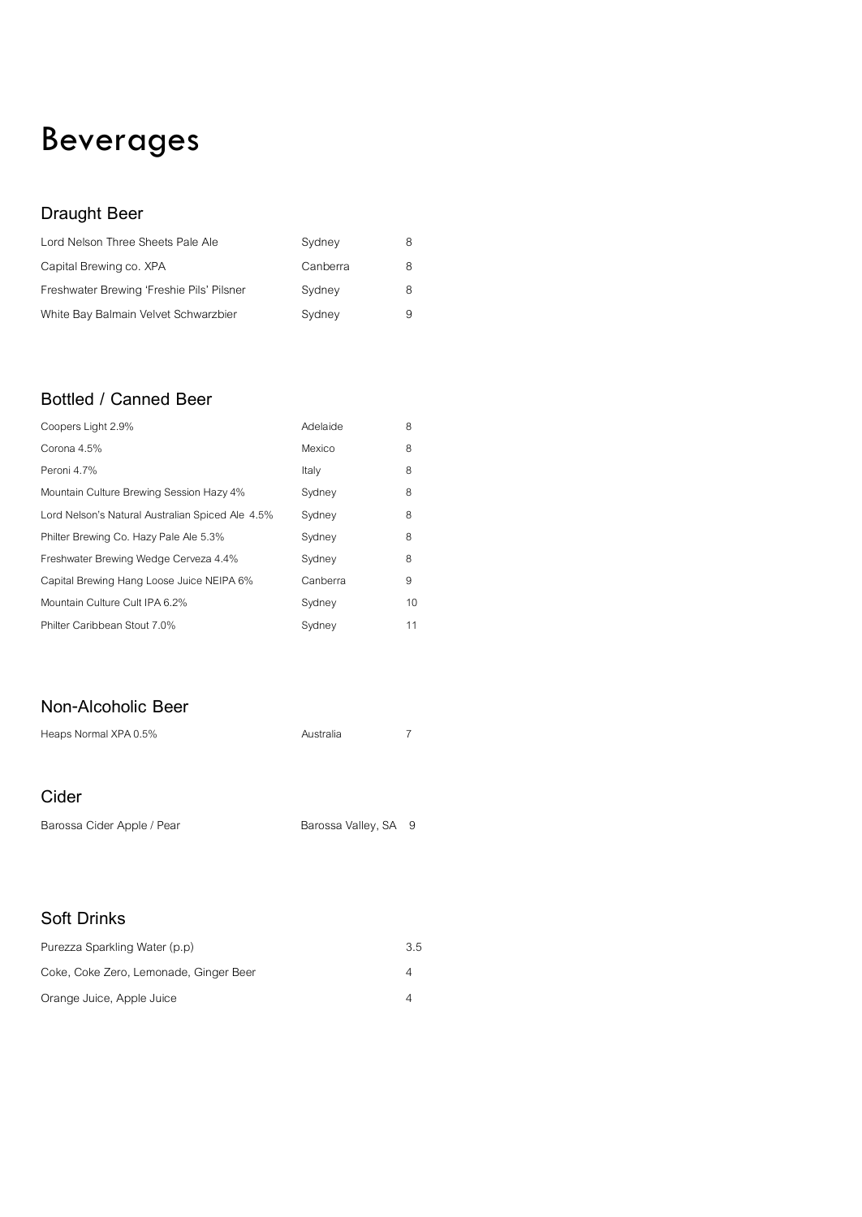# Beverages

## Draught Beer

| | | |
|---|---|---|
| Lord Nelson Three Sheets Pale Ale | Sydney | 8 |
| Capital Brewing co. XPA | Canberra | 8 |
| Freshwater Brewing 'Freshie Pils' Pilsner | Sydney | 8 |
| White Bay Balmain Velvet Schwarzbier | Sydney | 9 |

## Bottled / Canned Beer

| | | |
|---|---|---|
| Coopers Light 2.9% | Adelaide | 8 |
| Corona 4.5% | Mexico | 8 |
| Peroni 4.7% | Italy | 8 |
| Mountain Culture Brewing Session Hazy 4% | Sydney | 8 |
| Lord Nelson's Natural Australian Spiced Ale 4.5% | Sydney | 8 |
| Philter Brewing Co. Hazy Pale Ale 5.3% | Sydney | 8 |
| Freshwater Brewing Wedge Cerveza 4.4% | Sydney | 8 |
| Capital Brewing Hang Loose Juice NEIPA 6% | Canberra | 9 |
| Mountain Culture Cult IPA 6.2% | Sydney | 10 |
| Philter Caribbean Stout 7.0% | Sydney | 11 |

## Non-Alcoholic Beer

| | | |
|---|---|---|
| Heaps Normal XPA 0.5% | Australia | 7 |

## Cider

| | | |
|---|---|---|
| Barossa Cider Apple / Pear | Barossa Valley, SA | 9 |

## Soft Drinks

| | |
|---|---|
| Purezza Sparkling Water (p.p) | 3.5 |
| Coke, Coke Zero, Lemonade, Ginger Beer | 4 |
| Orange Juice, Apple Juice | 4 |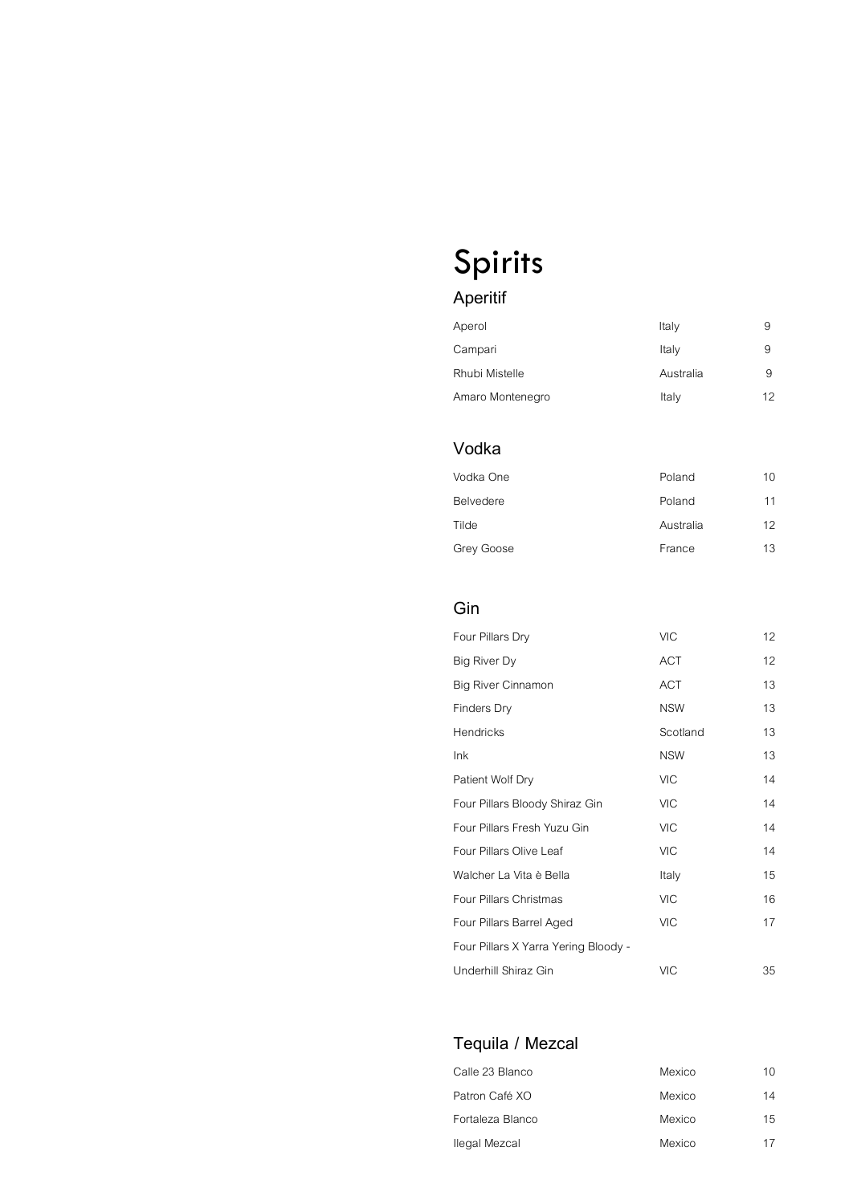# Spirits

## Aperitif

| | | |
|---|---|---|
| Aperol | Italy | 9 |
| Campari | Italy | 9 |
| Rhubi Mistelle | Australia | 9 |
| Amaro Montenegro | Italy | 12 |

## Vodka

| | | |
|---|---|---|
| Vodka One | Poland | 10 |
| Belvedere | Poland | 11 |
| Tilde | Australia | 12 |
| Grey Goose | France | 13 |

## Gin

| | | |
|---|---|---|
| Four Pillars Dry | VIC | 12 |
| Big River Dy | ACT | 12 |
| Big River Cinnamon | ACT | 13 |
| Finders Dry | NSW | 13 |
| Hendricks | Scotland | 13 |
| Ink | NSW | 13 |
| Patient Wolf Dry | VIC | 14 |
| Four Pillars Bloody Shiraz Gin | VIC | 14 |
| Four Pillars Fresh Yuzu Gin | VIC | 14 |
| Four Pillars Olive Leaf | VIC | 14 |
| Walcher La Vita è Bella | Italy | 15 |
| Four Pillars Christmas | VIC | 16 |
| Four Pillars Barrel Aged | VIC | 17 |
| Four Pillars X Yarra Yering Bloody - Underhill Shiraz Gin | VIC | 35 |

## Tequila / Mezcal

| | | |
|---|---|---|
| Calle 23 Blanco | Mexico | 10 |
| Patron Café XO | Mexico | 14 |
| Fortaleza Blanco | Mexico | 15 |
| Ilegal Mezcal | Mexico | 17 |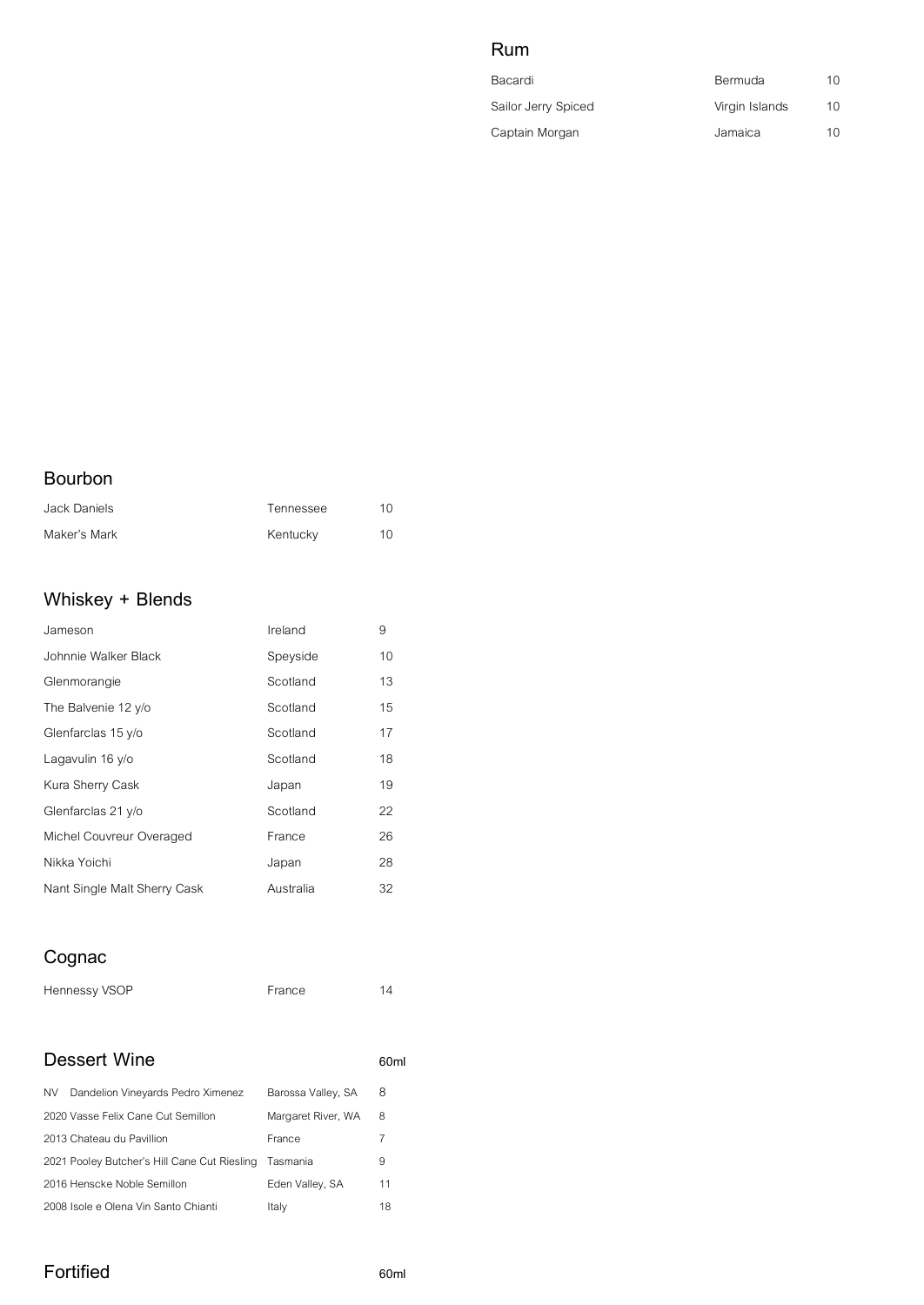## Rum

| | | |
|---|---|---|
| Bacardi | Bermuda | 10 |
| Sailor Jerry Spiced | Virgin Islands | 10 |
| Captain Morgan | Jamaica | 10 |

## Bourbon

| | | |
|---|---|---|
| Jack Daniels | Tennessee | 10 |
| Maker's Mark | Kentucky | 10 |

## Whiskey + Blends

| | | |
|---|---|---|
| Jameson | Ireland | 9 |
| Johnnie Walker Black | Speyside | 10 |
| Glenmorangie | Scotland | 13 |
| The Balvenie 12 y/o | Scotland | 15 |
| Glenfarclas 15 y/o | Scotland | 17 |
| Lagavulin 16 y/o | Scotland | 18 |
| Kura Sherry Cask | Japan | 19 |
| Glenfarclas 21 y/o | Scotland | 22 |
| Michel Couvreur Overaged | France | 26 |
| Nikka Yoichi | Japan | 28 |
| Nant Single Malt Sherry Cask | Australia | 32 |

## Cognac

| | | |
|---|---|---|
| Hennessy VSOP | France | 14 |

## Dessert Wine

| | | 60ml |
|---|---|---|
| NV Dandelion Vineyards Pedro Ximenez | Barossa Valley, SA | 8 |
| 2020 Vasse Felix Cane Cut Semillon | Margaret River, WA | 8 |
| 2013 Chateau du Pavillion | France | 7 |
| 2021 Pooley Butcher's Hill Cane Cut Riesling | Tasmania | 9 |
| 2016 Henscke Noble Semillon | Eden Valley, SA | 11 |
| 2008 Isole e Olena Vin Santo Chianti | Italy | 18 |

## Fortified

60ml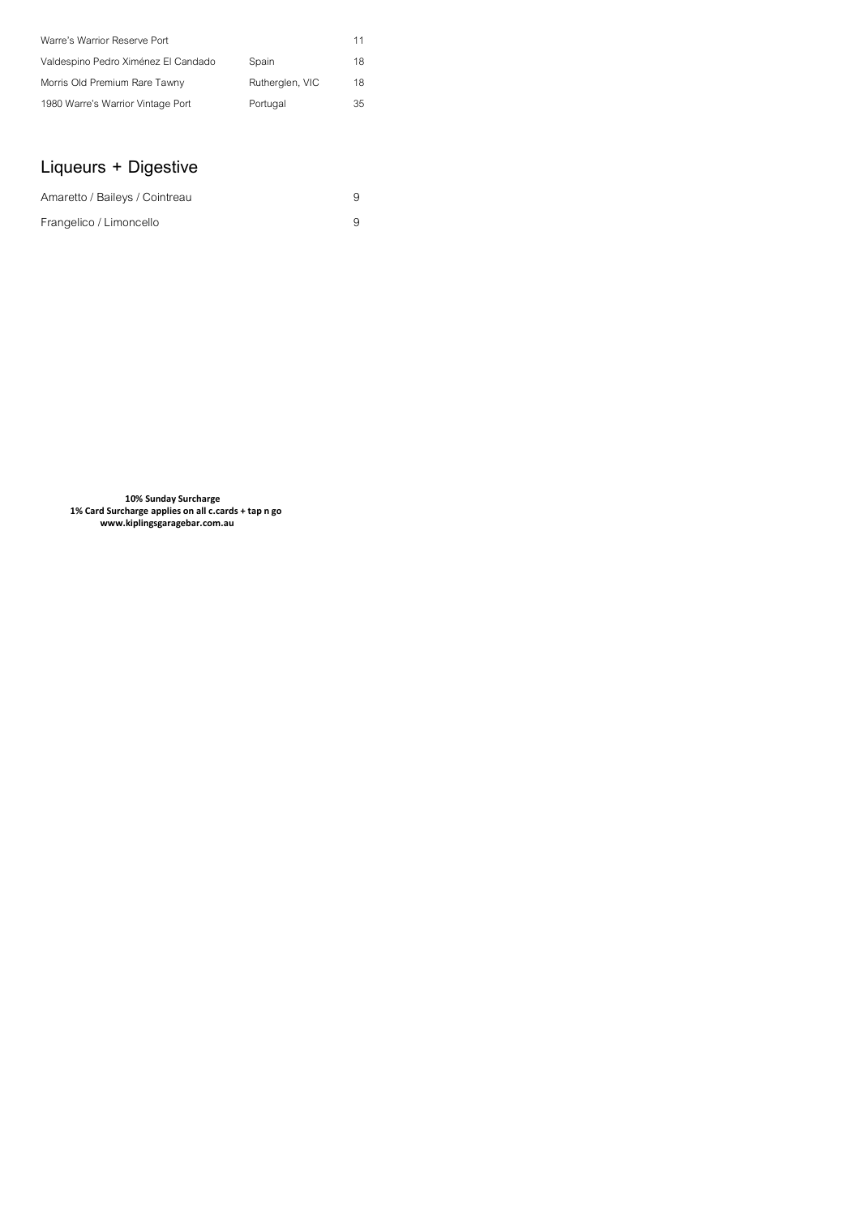| | | |
|---|---|---|
| Warre's Warrior Reserve Port | | 11 |
| Valdespino Pedro Ximénez El Candado | Spain | 18 |
| Morris Old Premium Rare Tawny | Rutherglen, VIC | 18 |
| 1980 Warre's Warrior Vintage Port | Portugal | 35 |

## Liqueurs + Digestive

| | |
|---|---|
| Amaretto / Baileys / Cointreau | 9 |
| Frangelico / Limoncello | 9 |

**10% Sunday Surcharge**
**1% Card Surcharge applies on all c.cards + tap n go**
**www.kiplingsgaragebar.com.au**